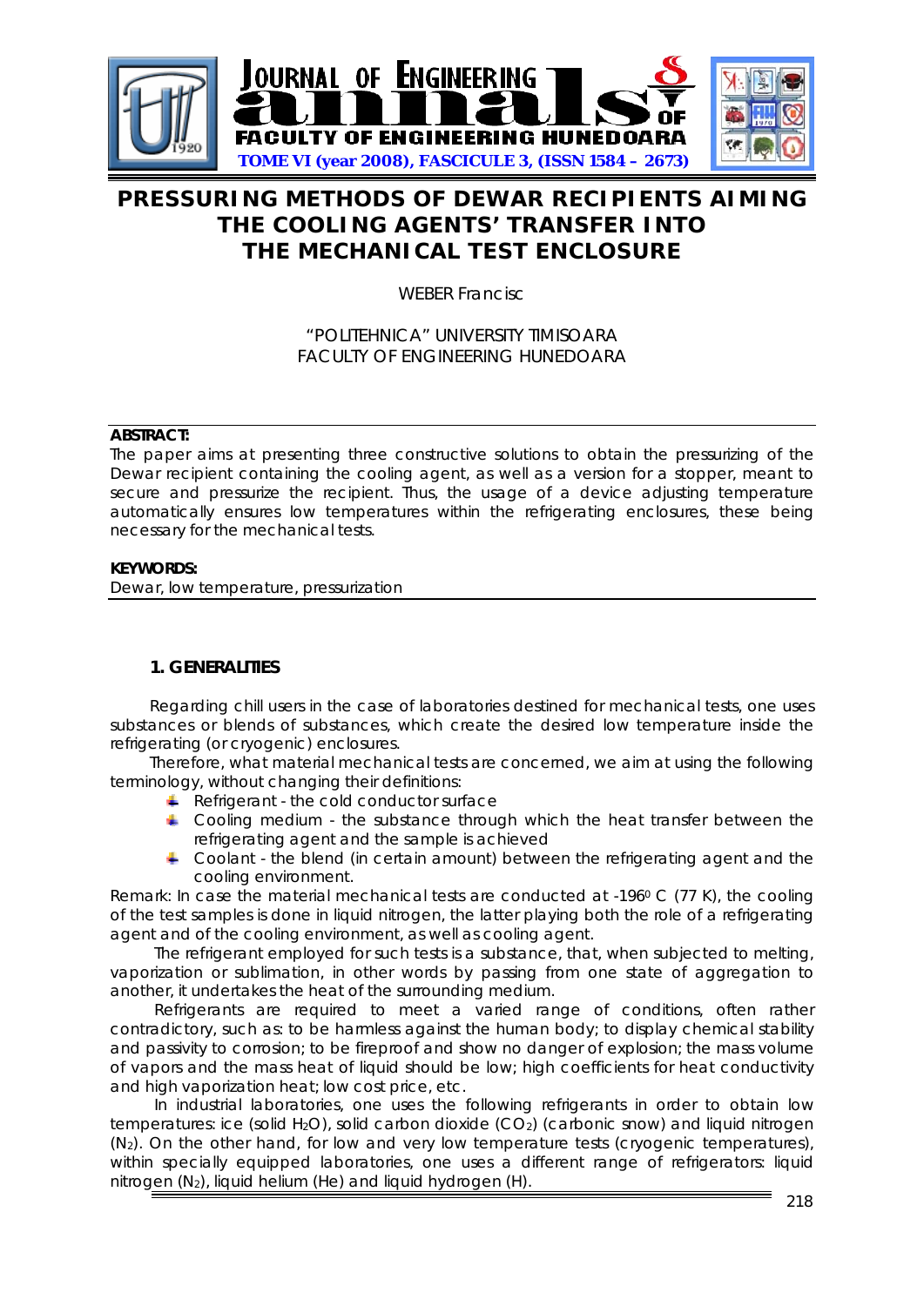# PRESSURING METHODS OF DEWAR RECIPIENTS AIMING THE COOLING AGENTS' TRANSFER INTO THE MECHANICAL TEST ENCLOSURE

WEBER Francisc

"POLITEHNICA" UNIVERSITY TIMISOARA
FACULTY OF ENGINEERING HUNEDOARA

**ABSTRACT:**
The paper aims at presenting three constructive solutions to obtain the pressurizing of the Dewar recipient containing the cooling agent, as well as a version for a stopper, meant to secure and pressurize the recipient. Thus, the usage of a device adjusting temperature automatically ensures low temperatures within the refrigerating enclosures, these being necessary for the mechanical tests.

**KEYWORDS:**
Dewar, low temperature, pressurization

## 1. GENERALITIES

Regarding chill users in the case of laboratories destined for mechanical tests, one uses substances or blends of substances, which create the desired low temperature inside the refrigerating (or cryogenic) enclosures.

Therefore, what material mechanical tests are concerned, we aim at using the following terminology, without changing their definitions:

- Refrigerant - the cold conductor surface
- Cooling medium - the substance through which the heat transfer between the refrigerating agent and the sample is achieved
- Coolant - the blend (in certain amount) between the refrigerating agent and the cooling environment.

Remark: In case the material mechanical tests are conducted at -196$^0$ C (77 K), the cooling of the test samples is done in liquid nitrogen, the latter playing both the role of a refrigerating agent and of the cooling environment, as well as cooling agent.

The refrigerant employed for such tests is a substance, that, when subjected to melting, vaporization or sublimation, in other words by passing from one state of aggregation to another, it undertakes the heat of the surrounding medium.

Refrigerants are required to meet a varied range of conditions, often rather contradictory, such as: to be harmless against the human body; to display chemical stability and passivity to corrosion; to be fireproof and show no danger of explosion; the mass volume of vapors and the mass heat of liquid should be low; high coefficients for heat conductivity and high vaporization heat; low cost price, etc.

In industrial laboratories, one uses the following refrigerants in order to obtain low temperatures: ice (solid $H_2O$), solid carbon dioxide ($CO_2$) (carbonic snow) and liquid nitrogen ($N_2$). On the other hand, for low and very low temperature tests (cryogenic temperatures), within specially equipped laboratories, one uses a different range of refrigerators: liquid nitrogen ($N_2$), liquid helium (He) and liquid hydrogen (H).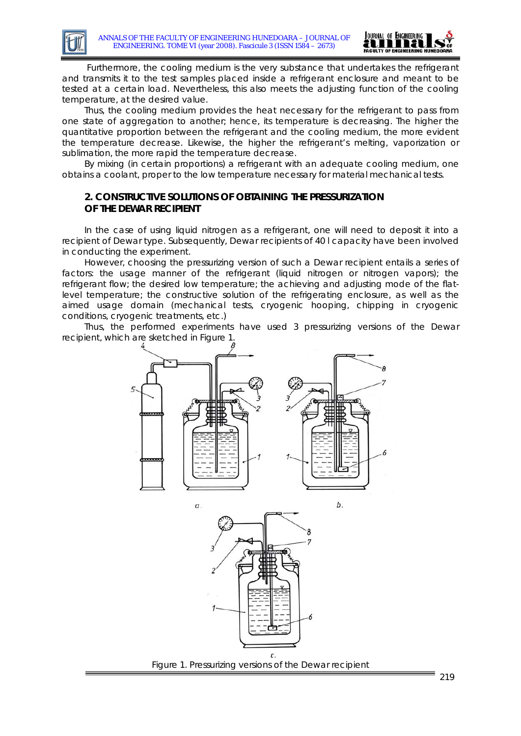Furthermore, the cooling medium is the very substance that undertakes the refrigerant and transmits it to the test samples placed inside a refrigerant enclosure and meant to be tested at a certain load. Nevertheless, this also meets the adjusting function of the cooling temperature, at the desired value.

Thus, the cooling medium provides the heat necessary for the refrigerant to pass from one state of aggregation to another; hence, its temperature is decreasing. The higher the quantitative proportion between the refrigerant and the cooling medium, the more evident the temperature decrease. Likewise, the higher the refrigerant's melting, vaporization or sublimation, the more rapid the temperature decrease.

By mixing (in certain proportions) a refrigerant with an adequate cooling medium, one obtains a coolant, proper to the low temperature necessary for material mechanical tests.

## 2. CONSTRUCTIVE SOLUTIONS OF OBTAINING THE PRESSURIZATION OF THE DEWAR RECIPIENT

In the case of using liquid nitrogen as a refrigerant, one will need to deposit it into a recipient of Dewar type. Subsequently, Dewar recipients of 40 l capacity have been involved in conducting the experiment.

However, choosing the pressurizing version of such a Dewar recipient entails a series of factors: the usage manner of the refrigerant (liquid nitrogen or nitrogen vapors); the refrigerant flow; the desired low temperature; the achieving and adjusting mode of the flat-level temperature; the constructive solution of the refrigerating enclosure, as well as the aimed usage domain (mechanical tests, cryogenic hooping, chipping in cryogenic conditions, cryogenic treatments, etc.)

Thus, the performed experiments have used 3 pressurizing versions of the Dewar recipient, which are sketched in Figure 1.

Figure 1. Pressurizing versions of the Dewar recipient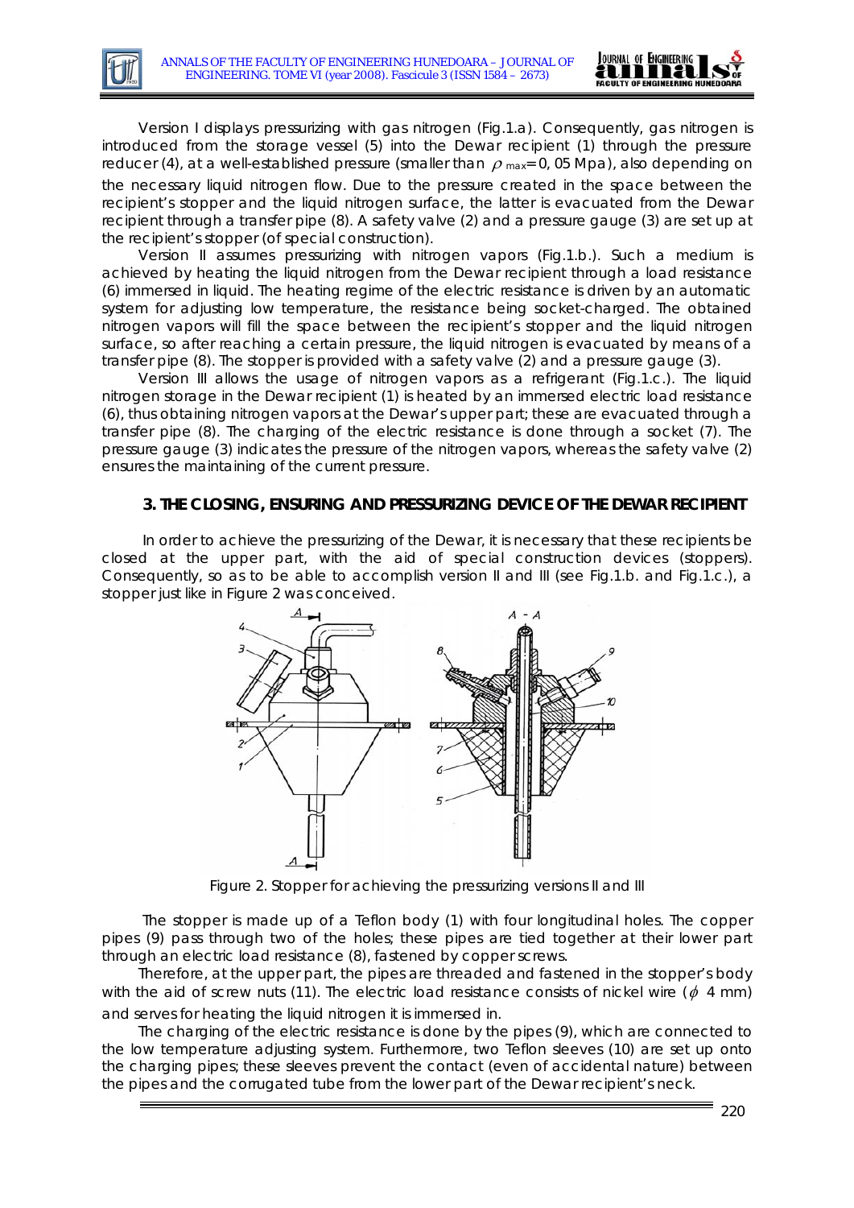Version I displays pressurizing with gas nitrogen (Fig.1.a). Consequently, gas nitrogen is introduced from the storage vessel (5) into the Dewar recipient (1) through the pressure reducer (4), at a well-established pressure (smaller than $\rho_{max}$= 0, 05 Mpa), also depending on the necessary liquid nitrogen flow. Due to the pressure created in the space between the recipient's stopper and the liquid nitrogen surface, the latter is evacuated from the Dewar recipient through a transfer pipe (8). A safety valve (2) and a pressure gauge (3) are set up at the recipient's stopper (of special construction).

Version II assumes pressurizing with nitrogen vapors (Fig.1.b.). Such a medium is achieved by heating the liquid nitrogen from the Dewar recipient through a load resistance (6) immersed in liquid. The heating regime of the electric resistance is driven by an automatic system for adjusting low temperature, the resistance being socket-charged. The obtained nitrogen vapors will fill the space between the recipient's stopper and the liquid nitrogen surface, so after reaching a certain pressure, the liquid nitrogen is evacuated by means of a transfer pipe (8). The stopper is provided with a safety valve (2) and a pressure gauge (3).

Version III allows the usage of nitrogen vapors as a refrigerant (Fig.1.c.). The liquid nitrogen storage in the Dewar recipient (1) is heated by an immersed electric load resistance (6), thus obtaining nitrogen vapors at the Dewar's upper part; these are evacuated through a transfer pipe (8). The charging of the electric resistance is done through a socket (7). The pressure gauge (3) indicates the pressure of the nitrogen vapors, whereas the safety valve (2) ensures the maintaining of the current pressure.

## 3. THE CLOSING, ENSURING AND PRESSURIZING DEVICE OF THE DEWAR RECIPIENT

In order to achieve the pressurizing of the Dewar, it is necessary that these recipients be closed at the upper part, with the aid of special construction devices (stoppers). Consequently, so as to be able to accomplish version II and III (see Fig.1.b. and Fig.1.c.), a stopper just like in Figure 2 was conceived.

Figure 2. Stopper for achieving the pressurizing versions II and III

The stopper is made up of a Teflon body (1) with four longitudinal holes. The copper pipes (9) pass through two of the holes; these pipes are tied together at their lower part through an electric load resistance (8), fastened by copper screws.

Therefore, at the upper part, the pipes are threaded and fastened in the stopper's body with the aid of screw nuts (11). The electric load resistance consists of nickel wire ($\phi$ 4 mm) and serves for heating the liquid nitrogen it is immersed in.

The charging of the electric resistance is done by the pipes (9), which are connected to the low temperature adjusting system. Furthermore, two Teflon sleeves (10) are set up onto the charging pipes; these sleeves prevent the contact (even of accidental nature) between the pipes and the corrugated tube from the lower part of the Dewar recipient's neck.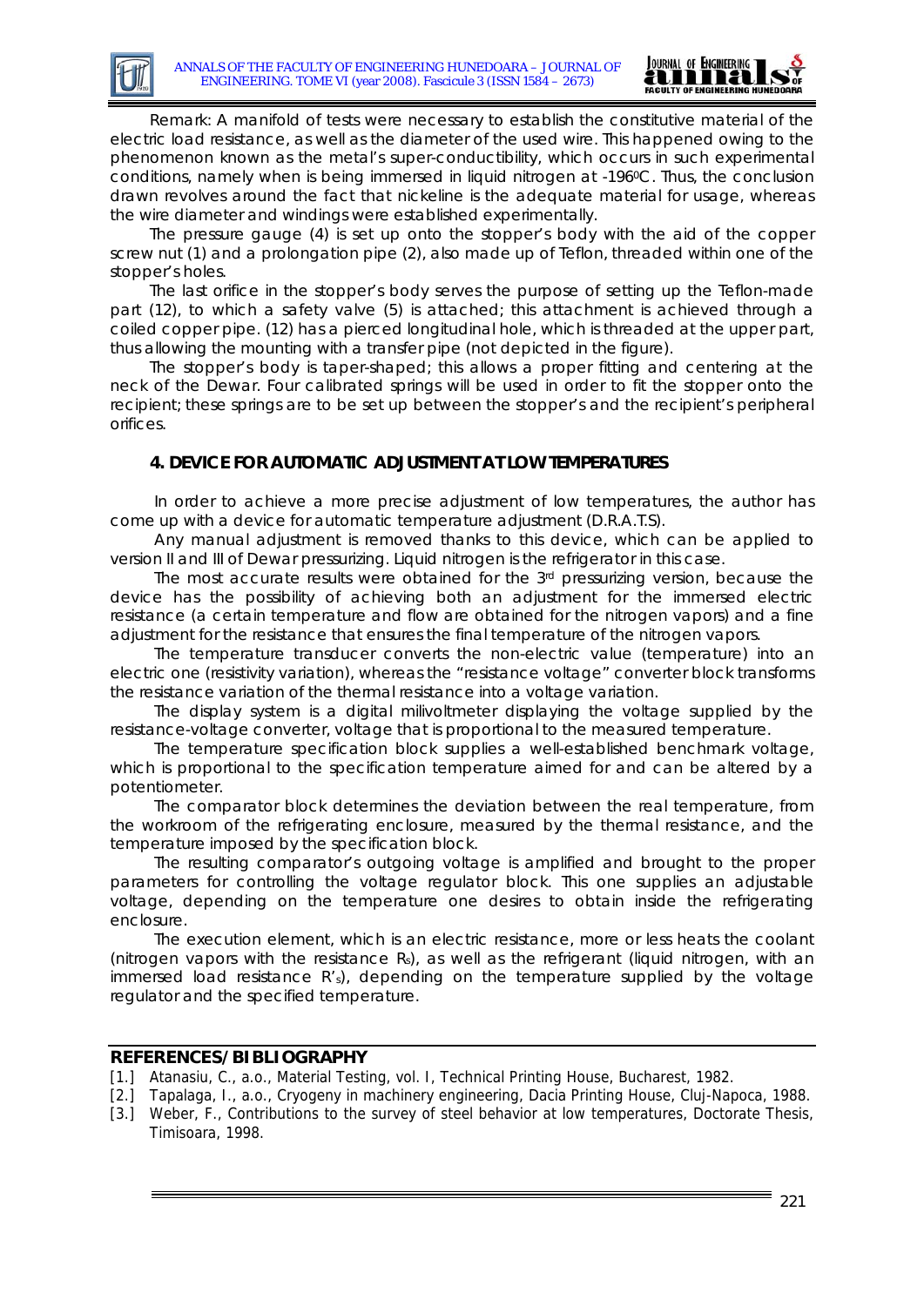Remark: A manifold of tests were necessary to establish the constitutive material of the electric load resistance, as well as the diameter of the used wire. This happened owing to the phenomenon known as the metal's super-conductibility, which occurs in such experimental conditions, namely when is being immersed in liquid nitrogen at -196$^0$C. Thus, the conclusion drawn revolves around the fact that nickeline is the adequate material for usage, whereas the wire diameter and windings were established experimentally.

The pressure gauge (4) is set up onto the stopper's body with the aid of the copper screw nut (1) and a prolongation pipe (2), also made up of Teflon, threaded within one of the stopper's holes.

The last orifice in the stopper's body serves the purpose of setting up the Teflon-made part (12), to which a safety valve (5) is attached; this attachment is achieved through a coiled copper pipe. (12) has a pierced longitudinal hole, which is threaded at the upper part, thus allowing the mounting with a transfer pipe (not depicted in the figure).

The stopper's body is taper-shaped; this allows a proper fitting and centering at the neck of the Dewar. Four calibrated springs will be used in order to fit the stopper onto the recipient; these springs are to be set up between the stopper's and the recipient's peripheral orifices.

## 4. DEVICE FOR AUTOMATIC ADJUSTMENT AT LOW TEMPERATURES

In order to achieve a more precise adjustment of low temperatures, the author has come up with a device for automatic temperature adjustment (D.R.A.T.S).

Any manual adjustment is removed thanks to this device, which can be applied to version II and III of Dewar pressurizing. Liquid nitrogen is the refrigerator in this case.

The most accurate results were obtained for the 3$^{rd}$ pressurizing version, because the device has the possibility of achieving both an adjustment for the immersed electric resistance (a certain temperature and flow are obtained for the nitrogen vapors) and a fine adjustment for the resistance that ensures the final temperature of the nitrogen vapors.

The temperature transducer converts the non-electric value (temperature) into an electric one (resistivity variation), whereas the "resistance voltage" converter block transforms the resistance variation of the thermal resistance into a voltage variation.

The display system is a digital milivoltmeter displaying the voltage supplied by the resistance-voltage converter, voltage that is proportional to the measured temperature.

The temperature specification block supplies a well-established benchmark voltage, which is proportional to the specification temperature aimed for and can be altered by a potentiometer.

The comparator block determines the deviation between the real temperature, from the workroom of the refrigerating enclosure, measured by the thermal resistance, and the temperature imposed by the specification block.

The resulting comparator's outgoing voltage is amplified and brought to the proper parameters for controlling the voltage regulator block. This one supplies an adjustable voltage, depending on the temperature one desires to obtain inside the refrigerating enclosure.

The execution element, which is an electric resistance, more or less heats the coolant (nitrogen vapors with the resistance $R_s$), as well as the refrigerant (liquid nitrogen, with an immersed load resistance $R'_s$), depending on the temperature supplied by the voltage regulator and the specified temperature.

## REFERENCES/BIBLIOGRAPHY

[1.] Atanasiu, C., a.o., Material Testing, vol. I, Technical Printing House, Bucharest, 1982.

[2.] Tapalaga, I., a.o., Cryogeny in machinery engineering, Dacia Printing House, Cluj-Napoca, 1988.

[3.] Weber, F., Contributions to the survey of steel behavior at low temperatures, Doctorate Thesis, Timisoara, 1998.